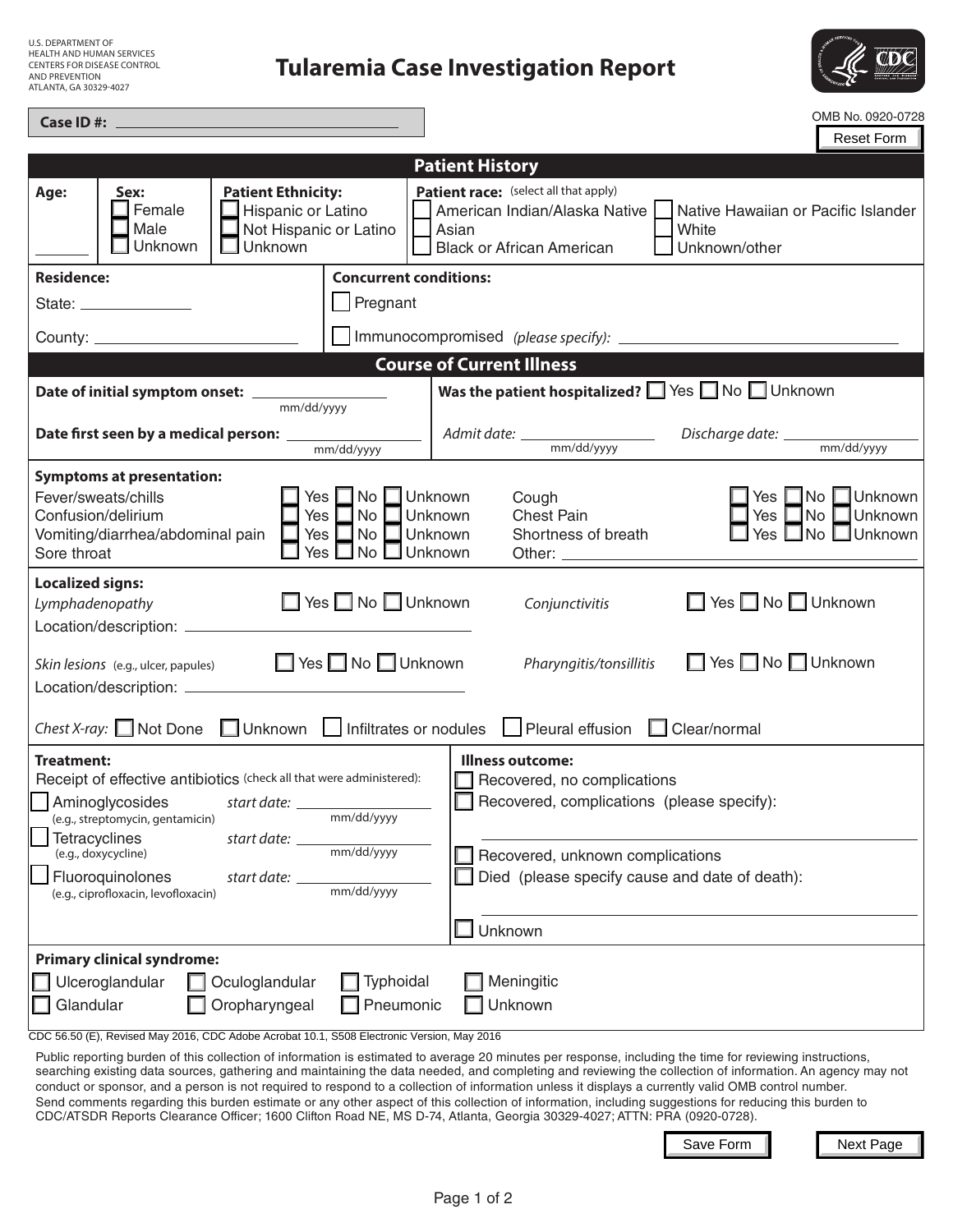U.S. DEPARTMENT OF HEALTH AND HUMAN SERVICES
CENTERS FOR DISEASE CONTROL AND PREVENTION
ATLANTA, GA 30329-4027

# Tulaemia Case Investigation Report

**Case ID #:** ______________________

OMB No. 0920-0728

Reset Form

## Patient History

**Age:** ______

**Sex:**
- ☐ Female
- ☐ Male
- ☐ Unknown

**Patient Ethnicity:**
- ☐ Hispanic or Latino
- ☐ Not Hispanic or Latino
- ☐ Unknown

**Patient race:** (select all that apply)
- ☐ American Indian/Alaska Native
- ☐ Asian
- ☐ Black or African American
- ☐ Native Hawaiian or Pacific Islander
- ☐ White
- ☐ Unknown/other

**Residence:**

State: ______________

County: ______________________

**Concurrent conditions:**
- ☐ Pregnant
- ☐ Immunocompromised *(please specify):* ______________________

## Course of Current Illness

**Date of initial symptom onset:** ______________ (mm/dd/yyyy)

**Date first seen by a medical person:** ______________ (mm/dd/yyyy)

**Was the patient hospitalized?** ☐ Yes ☐ No ☐ Unknown

*Admit date:* ______________ (mm/dd/yyyy) *Discharge date:* ______________ (mm/dd/yyyy)

**Symptoms at presentation:**

| Symptom | Response |
|---|---|
| Fever/sweats/chills | ☐ Yes ☐ No ☐ Unknown |
| Confusion/delirium | ☐ Yes ☐ No ☐ Unknown |
| Vomiting/diarrhea/abdominal pain | ☐ Yes ☐ No ☐ Unknown |
| Sore throat | ☐ Yes ☐ No ☐ Unknown |
| Cough | ☐ Yes ☐ No ☐ Unknown |
| Chest Pain | ☐ Yes ☐ No ☐ Unknown |
| Shortness of breath | ☐ Yes ☐ No ☐ Unknown |
| Other: ______________ | |

**Localized signs:**

*Lymphadenopathy* ☐ Yes ☐ No ☐ Unknown

Location/description: ______________________

*Conjunctivitis* ☐ Yes ☐ No ☐ Unknown

*Skin lesions* (e.g., ulcer, papules) ☐ Yes ☐ No ☐ Unknown

Location/description: ______________________

*Pharyngitis/tonsillitis* ☐ Yes ☐ No ☐ Unknown

*Chest X-ray:* ☐ Not Done ☐ Unknown ☐ Infiltrates or nodules ☐ Pleural effusion ☐ Clear/normal

**Treatment:**

Receipt of effective antibiotics (check all that were administered):
- ☐ Aminoglycosides (e.g., streptomycin, gentamicin) *start date:* ______________ (mm/dd/yyyy)
- ☐ Tetracyclines (e.g., doxycycline) *start date:* ______________ (mm/dd/yyyy)
- ☐ Fluoroquinolones (e.g., ciprofloxacin, levofloxacin) *start date:* ______________ (mm/dd/yyyy)

**Illness outcome:**
- ☐ Recovered, no complications
- ☐ Recovered, complications (please specify): ______________________
- ☐ Recovered, unknown complications
- ☐ Died (please specify cause and date of death): ______________________
- ☐ Unknown

**Primary clinical syndrome:**
- ☐ Ulceroglandular
- ☐ Glandular
- ☐ Oculoglandular
- ☐ Oropharyngeal
- ☐ Typhoidal
- ☐ Pneumonic
- ☐ Meningitic
- ☐ Unknown

CDC 56.50 (E), Revised May 2016, CDC Adobe Acrobat 10.1, S508 Electronic Version, May 2016

Public reporting burden of this collection of information is estimated to average 20 minutes per response, including the time for reviewing instructions, searching existing data sources, gathering and maintaining the data needed, and completing and reviewing the collection of information. An agency may not conduct or sponsor, and a person is not required to respond to a collection of information unless it displays a currently valid OMB control number. Send comments regarding this burden estimate or any other aspect of this collection of information, including suggestions for reducing this burden to CDC/ATSDR Reports Clearance Officer; 1600 Clifton Road NE, MS D-74, Atlanta, Georgia 30329-4027; ATTN: PRA (0920-0728).

Save Form Next Page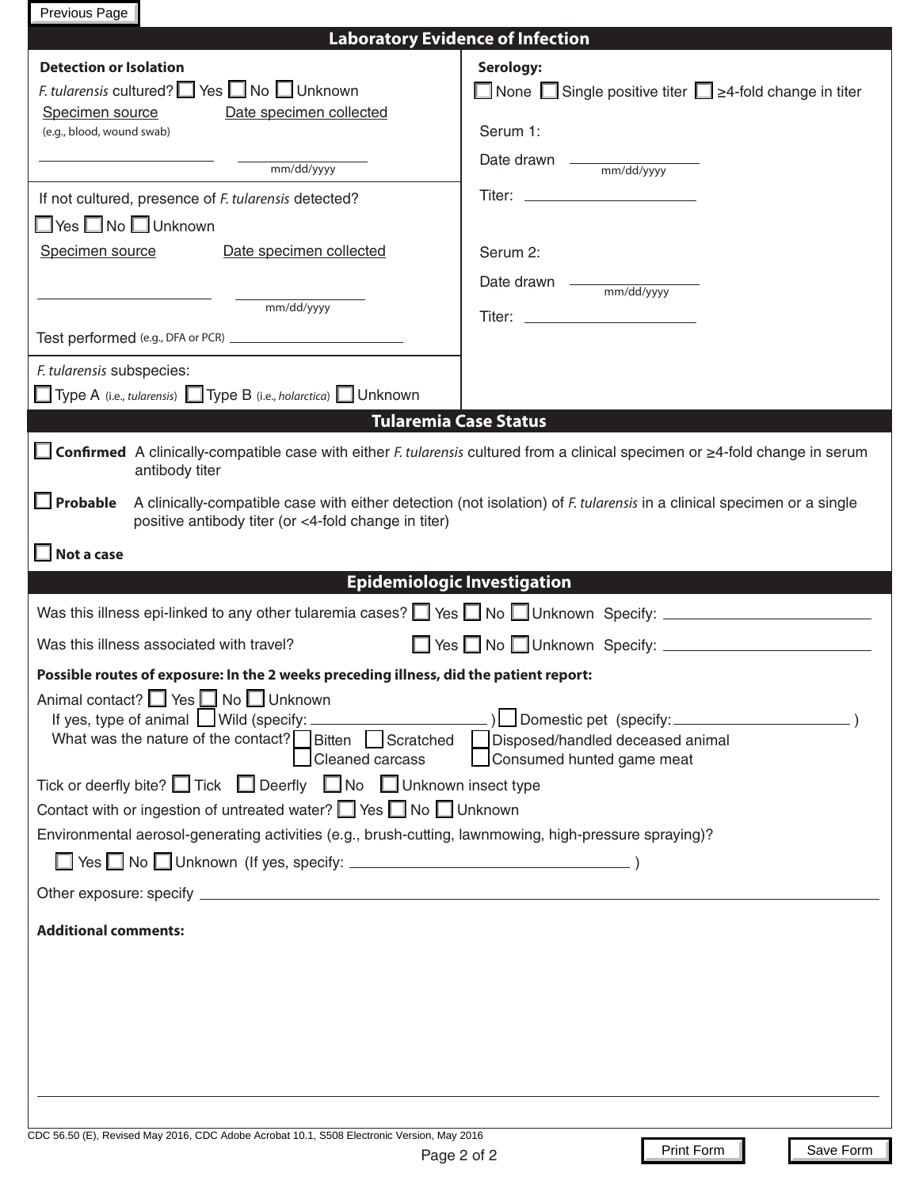## Laboratory Evidence of Infection

### Detection or Isolation

*F. tularensis* cultured? ☐ Yes ☐ No ☐ Unknown

Specimen source (e.g., blood, wound swab) ____________ Date specimen collected ____________ mm/dd/yyyy

If not cultured, presence of *F. tularensis* detected?

☐ Yes ☐ No ☐ Unknown

Specimen source ____________ Date specimen collected ____________ mm/dd/yyyy

Test performed (e.g., DFA or PCR) ____________

*F. tularensis* subspecies:

☐ Type A (i.e., *tularensis*) ☐ Type B (i.e., *holarctica*) ☐ Unknown

### Serology:

☐ None ☐ Single positive titer ☐ ≥4-fold change in titer

Serum 1:

Date drawn ____________ mm/dd/yyyy

Titer: ____________

Serum 2:

Date drawn ____________ mm/dd/yyyy

Titer: ____________

## Tularemia Case Status

☐ **Confirmed** A clinically-compatible case with either *F. tularensis* cultured from a clinical specimen or ≥4-fold change in serum antibody titer

☐ **Probable** A clinically-compatible case with either detection (not isolation) of *F. tularensis* in a clinical specimen or a single positive antibody titer (or <4-fold change in titer)

☐ **Not a case**

## Epidemiologic Investigation

Was this illness epi-linked to any other tularemia cases? ☐ Yes ☐ No ☐ Unknown Specify: ____________

Was this illness associated with travel? ☐ Yes ☐ No ☐ Unknown Specify: ____________

**Possible routes of exposure: In the 2 weeks preceding illness, did the patient report:**

Animal contact? ☐ Yes ☐ No ☐ Unknown

If yes, type of animal ☐ Wild (specify: ____________ ) ☐ Domestic pet (specify: ____________ )

What was the nature of the contact? ☐ Bitten ☐ Scratched ☐ Disposed/handled deceased animal ☐ Cleaned carcass ☐ Consumed hunted game meat

Tick or deerfly bite? ☐ Tick ☐ Deerfly ☐ No ☐ Unknown insect type

Contact with or ingestion of untreated water? ☐ Yes ☐ No ☐ Unknown

Environmental aerosol-generating activities (e.g., brush-cutting, lawnmowing, high-pressure spraying)?

☐ Yes ☐ No ☐ Unknown (If yes, specify: ____________ )

Other exposure: specify ____________

**Additional comments:**

CDC 56.50 (E), Revised May 2016, CDC Adobe Acrobat 10.1, S508 Electronic Version, May 2016